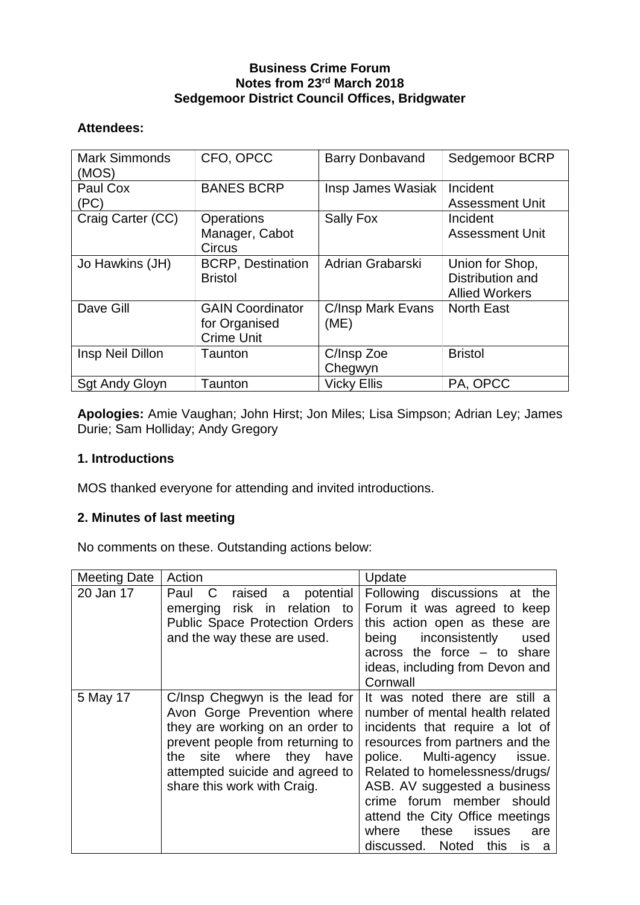**Business Crime Forum**
**Notes from 23rd March 2018**
**Sedgemoor District Council Offices, Bridgwater**

**Attendees:**

| | | | |
|---|---|---|---|
| Mark Simmonds (MOS) | CFO, OPCC | Barry Donbavand | Sedgemoor BCRP |
| Paul Cox (PC) | BANES BCRP | Insp James Wasiak | Incident Assessment Unit |
| Craig Carter (CC) | Operations Manager, Cabot Circus | Sally Fox | Incident Assessment Unit |
| Jo Hawkins (JH) | BCRP, Destination Bristol | Adrian Grabarski | Union for Shop, Distribution and Allied Workers |
| Dave Gill | GAIN Coordinator for Organised Crime Unit | C/Insp Mark Evans (ME) | North East |
| Insp Neil Dillon | Taunton | C/Insp Zoe Chegwyn | Bristol |
| Sgt Andy Gloyn | Taunton | Vicky Ellis | PA, OPCC |

**Apologies:** Amie Vaughan; John Hirst; Jon Miles; Lisa Simpson; Adrian Ley; James Durie; Sam Holliday; Andy Gregory

**1. Introductions**

MOS thanked everyone for attending and invited introductions.

**2. Minutes of last meeting**

No comments on these. Outstanding actions below:

| Meeting Date | Action | Update |
|---|---|---|
| 20 Jan 17 | Paul C raised a potential emerging risk in relation to Public Space Protection Orders and the way these are used. | Following discussions at the Forum it was agreed to keep this action open as these are being inconsistently used across the force – to share ideas, including from Devon and Cornwall |
| 5 May 17 | C/Insp Chegwyn is the lead for Avon Gorge Prevention where they are working on an order to prevent people from returning to the site where they have attempted suicide and agreed to share this work with Craig. | It was noted there are still a number of mental health related incidents that require a lot of resources from partners and the police. Multi-agency issue. Related to homelessness/drugs/ ASB. AV suggested a business crime forum member should attend the City Office meetings where these issues are discussed. Noted this is a |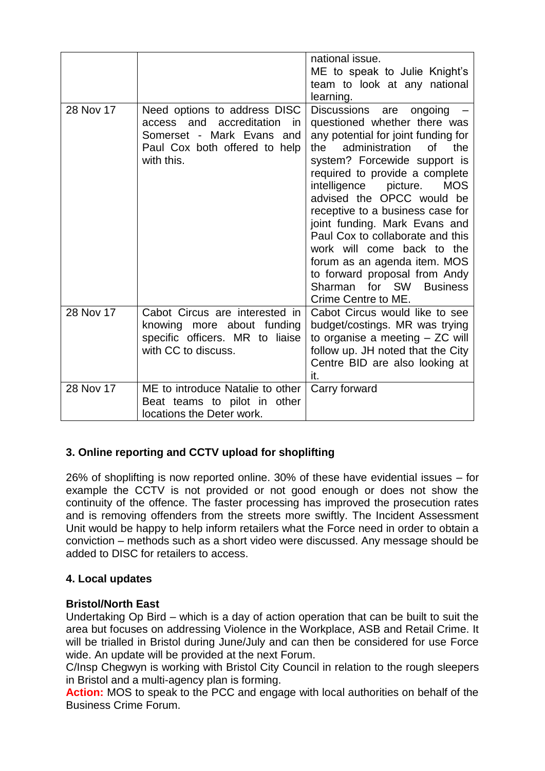| | | |
|---|---|---|
| | | national issue. ME to speak to Julie Knight's team to look at any national learning. |
| 28 Nov 17 | Need options to address DISC access and accreditation in Somerset - Mark Evans and Paul Cox both offered to help with this. | Discussions are ongoing – questioned whether there was any potential for joint funding for the administration of the system? Forcewide support is required to provide a complete intelligence picture. MOS advised the OPCC would be receptive to a business case for joint funding. Mark Evans and Paul Cox to collaborate and this work will come back to the forum as an agenda item. MOS to forward proposal from Andy Sharman for SW Business Crime Centre to ME. |
| 28 Nov 17 | Cabot Circus are interested in knowing more about funding specific officers. MR to liaise with CC to discuss. | Cabot Circus would like to see budget/costings. MR was trying to organise a meeting – ZC will follow up. JH noted that the City Centre BID are also looking at it. |
| 28 Nov 17 | ME to introduce Natalie to other Beat teams to pilot in other locations the Deter work. | Carry forward |

### 3. Online reporting and CCTV upload for shoplifting

26% of shoplifting is now reported online. 30% of these have evidential issues – for example the CCTV is not provided or not good enough or does not show the continuity of the offence. The faster processing has improved the prosecution rates and is removing offenders from the streets more swiftly. The Incident Assessment Unit would be happy to help inform retailers what the Force need in order to obtain a conviction – methods such as a short video were discussed. Any message should be added to DISC for retailers to access.

### 4. Local updates

**Bristol/North East**

Undertaking Op Bird – which is a day of action operation that can be built to suit the area but focuses on addressing Violence in the Workplace, ASB and Retail Crime. It will be trialled in Bristol during June/July and can then be considered for use Force wide. An update will be provided at the next Forum.

C/Insp Chegwyn is working with Bristol City Council in relation to the rough sleepers in Bristol and a multi-agency plan is forming.

**Action:** MOS to speak to the PCC and engage with local authorities on behalf of the Business Crime Forum.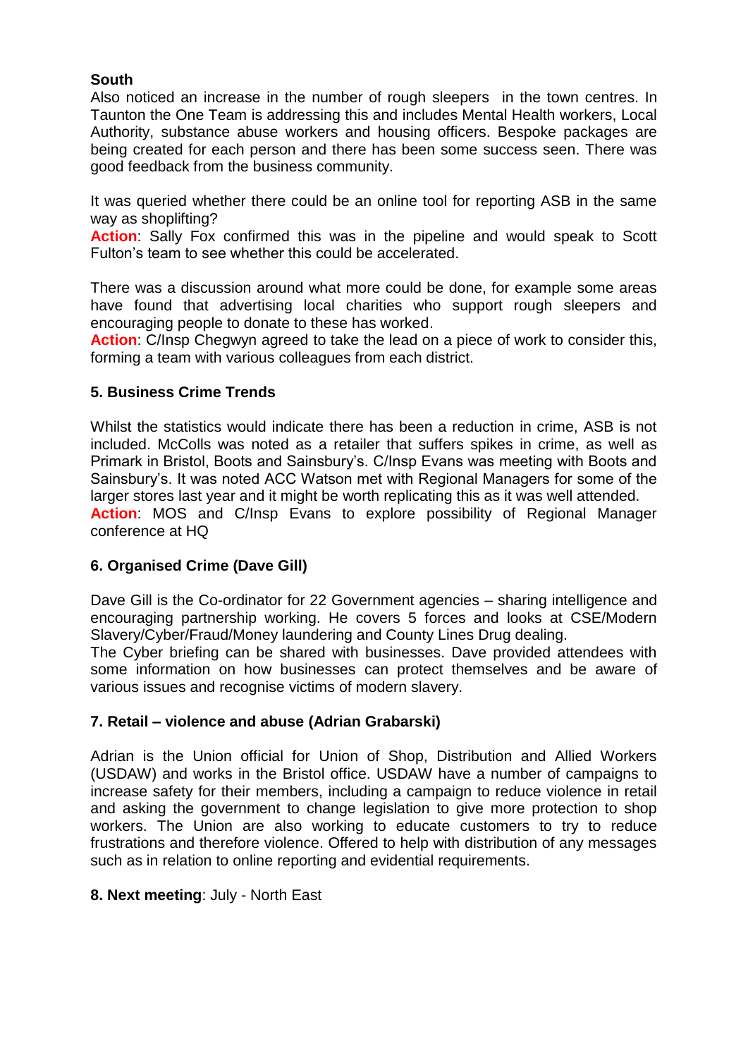**South**

Also noticed an increase in the number of rough sleepers in the town centres. In Taunton the One Team is addressing this and includes Mental Health workers, Local Authority, substance abuse workers and housing officers. Bespoke packages are being created for each person and there has been some success seen. There was good feedback from the business community.

It was queried whether there could be an online tool for reporting ASB in the same way as shoplifting?

**Action**: Sally Fox confirmed this was in the pipeline and would speak to Scott Fulton's team to see whether this could be accelerated.

There was a discussion around what more could be done, for example some areas have found that advertising local charities who support rough sleepers and encouraging people to donate to these has worked.

**Action**: C/Insp Chegwyn agreed to take the lead on a piece of work to consider this, forming a team with various colleagues from each district.

## 5. Business Crime Trends

Whilst the statistics would indicate there has been a reduction in crime, ASB is not included. McColls was noted as a retailer that suffers spikes in crime, as well as Primark in Bristol, Boots and Sainsbury's. C/Insp Evans was meeting with Boots and Sainsbury's. It was noted ACC Watson met with Regional Managers for some of the larger stores last year and it might be worth replicating this as it was well attended.

**Action**: MOS and C/Insp Evans to explore possibility of Regional Manager conference at HQ

## 6. Organised Crime (Dave Gill)

Dave Gill is the Co-ordinator for 22 Government agencies – sharing intelligence and encouraging partnership working. He covers 5 forces and looks at CSE/Modern Slavery/Cyber/Fraud/Money laundering and County Lines Drug dealing.

The Cyber briefing can be shared with businesses. Dave provided attendees with some information on how businesses can protect themselves and be aware of various issues and recognise victims of modern slavery.

## 7. Retail – violence and abuse (Adrian Grabarski)

Adrian is the Union official for Union of Shop, Distribution and Allied Workers (USDAW) and works in the Bristol office. USDAW have a number of campaigns to increase safety for their members, including a campaign to reduce violence in retail and asking the government to change legislation to give more protection to shop workers. The Union are also working to educate customers to try to reduce frustrations and therefore violence. Offered to help with distribution of any messages such as in relation to online reporting and evidential requirements.

**8. Next meeting**: July - North East